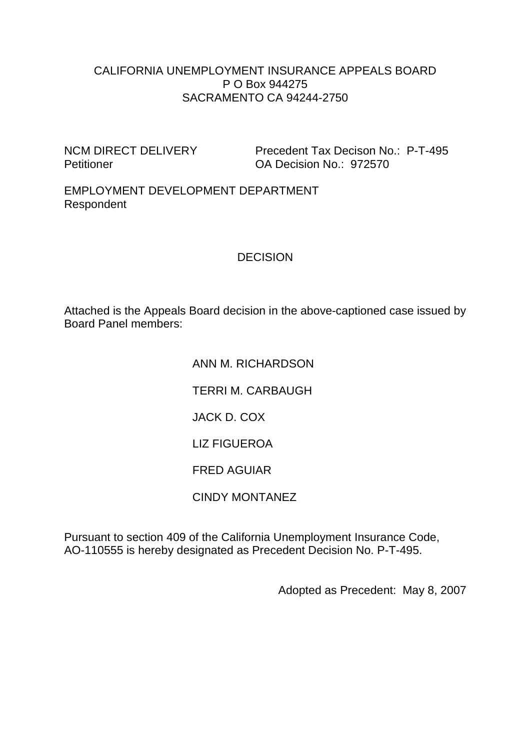CALIFORNIA UNEMPLOYMENT INSURANCE APPEALS BOARD
P O Box 944275
SACRAMENTO CA 94244-2750

NCM DIRECT DELIVERY
Petitioner

Precedent Tax Decison No.: P-T-495
OA Decision No.: 972570

EMPLOYMENT DEVELOPMENT DEPARTMENT
Respondent

# DECISION

Attached is the Appeals Board decision in the above-captioned case issued by Board Panel members:

ANN M. RICHARDSON

TERRI M. CARBAUGH

JACK D. COX

LIZ FIGUEROA

FRED AGUIAR

CINDY MONTANEZ

Pursuant to section 409 of the California Unemployment Insurance Code, AO-110555 is hereby designated as Precedent Decision No. P-T-495.

Adopted as Precedent: May 8, 2007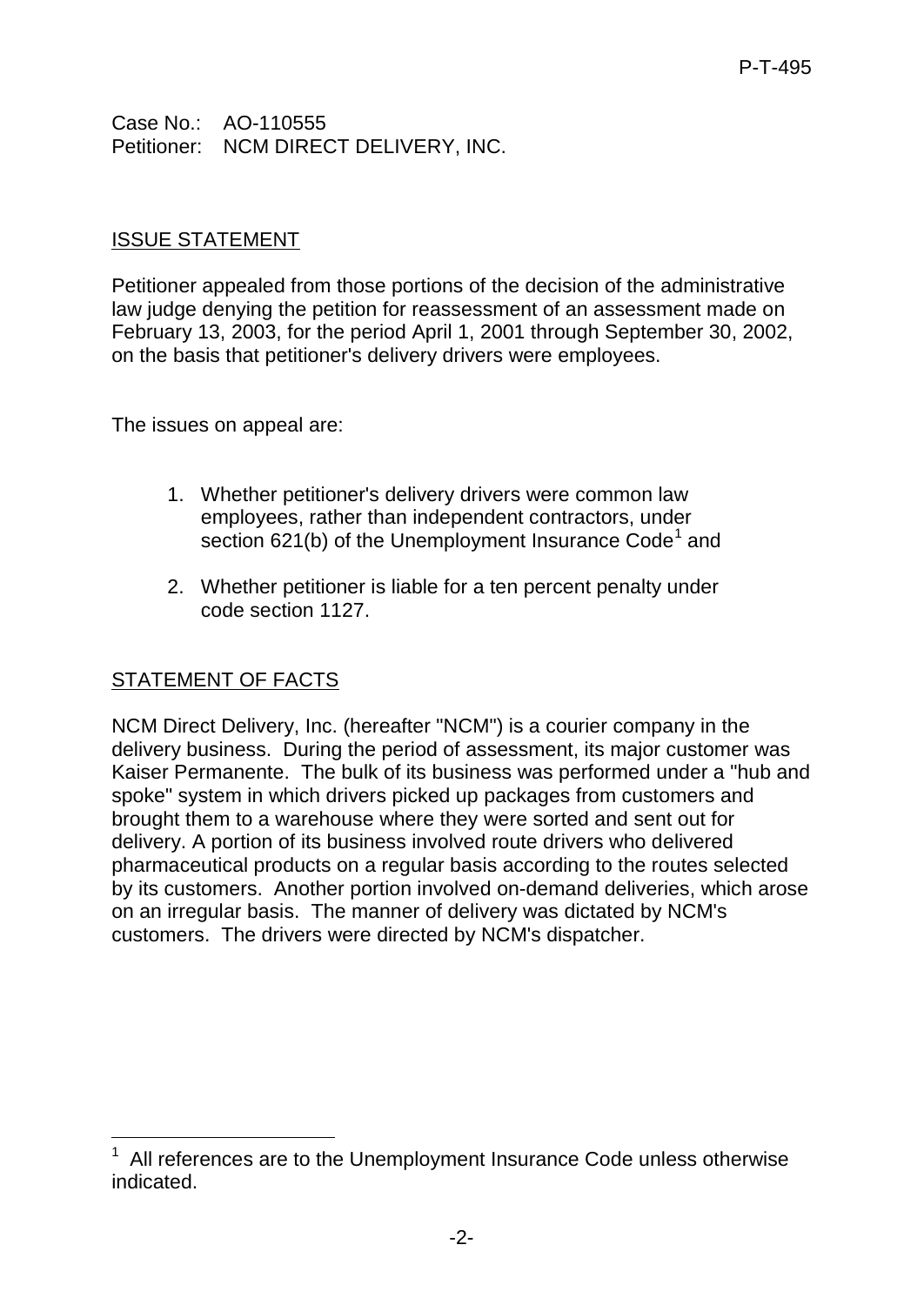P-T-495

Case No.: AO-110555
Petitioner: NCM DIRECT DELIVERY, INC.

## ISSUE STATEMENT

Petitioner appealed from those portions of the decision of the administrative law judge denying the petition for reassessment of an assessment made on February 13, 2003, for the period April 1, 2001 through September 30, 2002, on the basis that petitioner's delivery drivers were employees.

The issues on appeal are:

1. Whether petitioner's delivery drivers were common law employees, rather than independent contractors, under section 621(b) of the Unemployment Insurance Code[1] and
2. Whether petitioner is liable for a ten percent penalty under code section 1127.

## STATEMENT OF FACTS

NCM Direct Delivery, Inc. (hereafter "NCM") is a courier company in the delivery business. During the period of assessment, its major customer was Kaiser Permanente. The bulk of its business was performed under a "hub and spoke" system in which drivers picked up packages from customers and brought them to a warehouse where they were sorted and sent out for delivery. A portion of its business involved route drivers who delivered pharmaceutical products on a regular basis according to the routes selected by its customers. Another portion involved on-demand deliveries, which arose on an irregular basis. The manner of delivery was dictated by NCM's customers. The drivers were directed by NCM's dispatcher.

---

[1] All references are to the Unemployment Insurance Code unless otherwise indicated.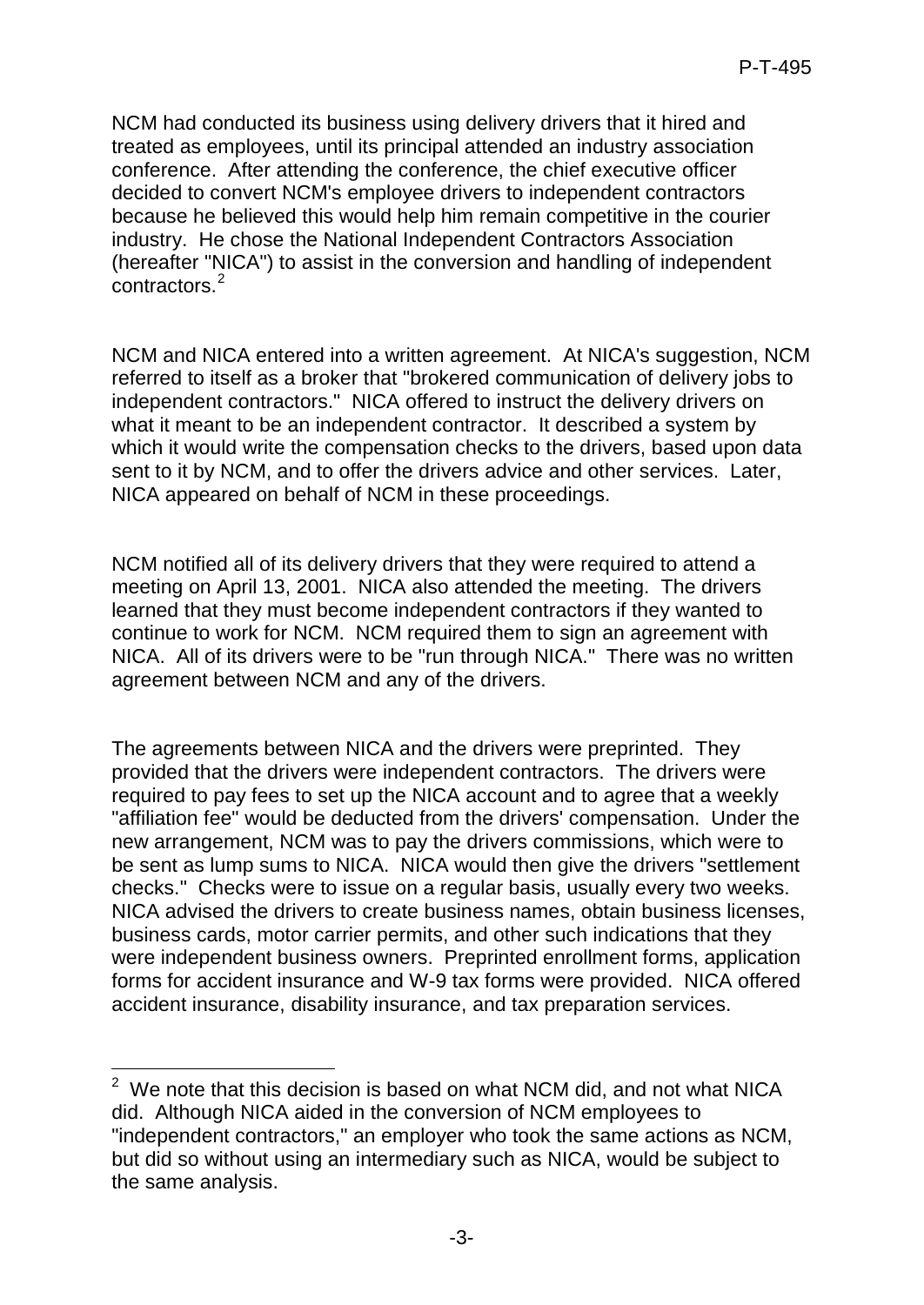NCM had conducted its business using delivery drivers that it hired and treated as employees, until its principal attended an industry association conference. After attending the conference, the chief executive officer decided to convert NCM's employee drivers to independent contractors because he believed this would help him remain competitive in the courier industry. He chose the National Independent Contractors Association (hereafter "NICA") to assist in the conversion and handling of independent contractors.[2]

NCM and NICA entered into a written agreement. At NICA's suggestion, NCM referred to itself as a broker that "brokered communication of delivery jobs to independent contractors." NICA offered to instruct the delivery drivers on what it meant to be an independent contractor. It described a system by which it would write the compensation checks to the drivers, based upon data sent to it by NCM, and to offer the drivers advice and other services. Later, NICA appeared on behalf of NCM in these proceedings.

NCM notified all of its delivery drivers that they were required to attend a meeting on April 13, 2001. NICA also attended the meeting. The drivers learned that they must become independent contractors if they wanted to continue to work for NCM. NCM required them to sign an agreement with NICA. All of its drivers were to be "run through NICA." There was no written agreement between NCM and any of the drivers.

The agreements between NICA and the drivers were preprinted. They provided that the drivers were independent contractors. The drivers were required to pay fees to set up the NICA account and to agree that a weekly "affiliation fee" would be deducted from the drivers' compensation. Under the new arrangement, NCM was to pay the drivers commissions, which were to be sent as lump sums to NICA. NICA would then give the drivers "settlement checks." Checks were to issue on a regular basis, usually every two weeks. NICA advised the drivers to create business names, obtain business licenses, business cards, motor carrier permits, and other such indications that they were independent business owners. Preprinted enrollment forms, application forms for accident insurance and W-9 tax forms were provided. NICA offered accident insurance, disability insurance, and tax preparation services.

---

[2] We note that this decision is based on what NCM did, and not what NICA did. Although NICA aided in the conversion of NCM employees to "independent contractors," an employer who took the same actions as NCM, but did so without using an intermediary such as NICA, would be subject to the same analysis.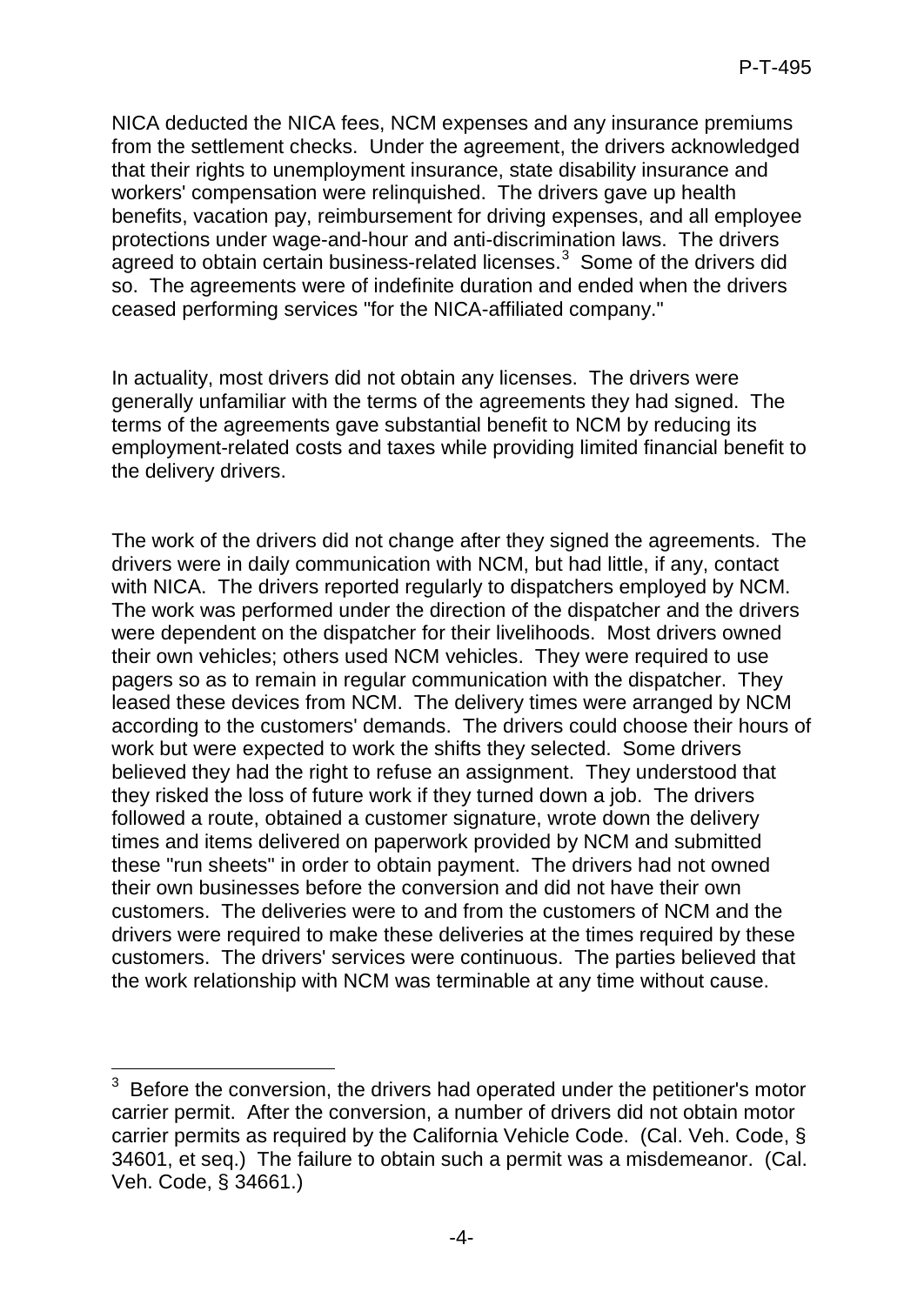NICA deducted the NICA fees, NCM expenses and any insurance premiums from the settlement checks. Under the agreement, the drivers acknowledged that their rights to unemployment insurance, state disability insurance and workers' compensation were relinquished. The drivers gave up health benefits, vacation pay, reimbursement for driving expenses, and all employee protections under wage-and-hour and anti-discrimination laws. The drivers agreed to obtain certain business-related licenses.[3] Some of the drivers did so. The agreements were of indefinite duration and ended when the drivers ceased performing services "for the NICA-affiliated company."

In actuality, most drivers did not obtain any licenses. The drivers were generally unfamiliar with the terms of the agreements they had signed. The terms of the agreements gave substantial benefit to NCM by reducing its employment-related costs and taxes while providing limited financial benefit to the delivery drivers.

The work of the drivers did not change after they signed the agreements. The drivers were in daily communication with NCM, but had little, if any, contact with NICA. The drivers reported regularly to dispatchers employed by NCM. The work was performed under the direction of the dispatcher and the drivers were dependent on the dispatcher for their livelihoods. Most drivers owned their own vehicles; others used NCM vehicles. They were required to use pagers so as to remain in regular communication with the dispatcher. They leased these devices from NCM. The delivery times were arranged by NCM according to the customers' demands. The drivers could choose their hours of work but were expected to work the shifts they selected. Some drivers believed they had the right to refuse an assignment. They understood that they risked the loss of future work if they turned down a job. The drivers followed a route, obtained a customer signature, wrote down the delivery times and items delivered on paperwork provided by NCM and submitted these "run sheets" in order to obtain payment. The drivers had not owned their own businesses before the conversion and did not have their own customers. The deliveries were to and from the customers of NCM and the drivers were required to make these deliveries at the times required by these customers. The drivers' services were continuous. The parties believed that the work relationship with NCM was terminable at any time without cause.

---

[3] Before the conversion, the drivers had operated under the petitioner's motor carrier permit. After the conversion, a number of drivers did not obtain motor carrier permits as required by the California Vehicle Code. (Cal. Veh. Code, § 34601, et seq.) The failure to obtain such a permit was a misdemeanor. (Cal. Veh. Code, § 34661.)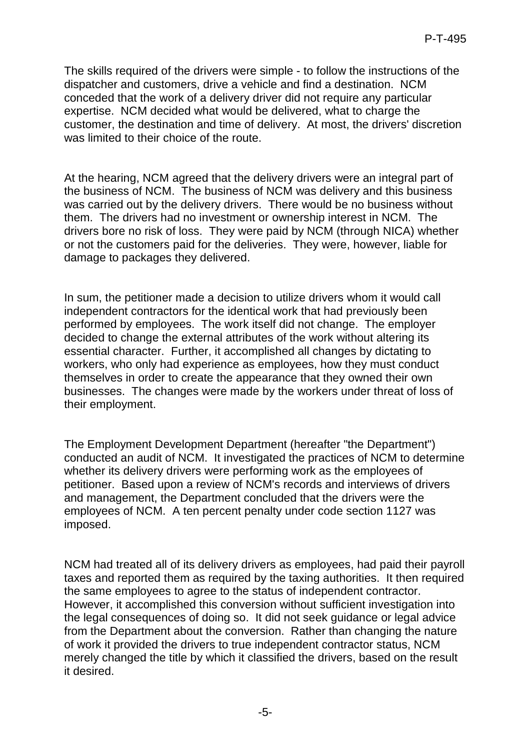The skills required of the drivers were simple - to follow the instructions of the dispatcher and customers, drive a vehicle and find a destination. NCM conceded that the work of a delivery driver did not require any particular expertise. NCM decided what would be delivered, what to charge the customer, the destination and time of delivery. At most, the drivers' discretion was limited to their choice of the route.

At the hearing, NCM agreed that the delivery drivers were an integral part of the business of NCM. The business of NCM was delivery and this business was carried out by the delivery drivers. There would be no business without them. The drivers had no investment or ownership interest in NCM. The drivers bore no risk of loss. They were paid by NCM (through NICA) whether or not the customers paid for the deliveries. They were, however, liable for damage to packages they delivered.

In sum, the petitioner made a decision to utilize drivers whom it would call independent contractors for the identical work that had previously been performed by employees. The work itself did not change. The employer decided to change the external attributes of the work without altering its essential character. Further, it accomplished all changes by dictating to workers, who only had experience as employees, how they must conduct themselves in order to create the appearance that they owned their own businesses. The changes were made by the workers under threat of loss of their employment.

The Employment Development Department (hereafter "the Department") conducted an audit of NCM. It investigated the practices of NCM to determine whether its delivery drivers were performing work as the employees of petitioner. Based upon a review of NCM's records and interviews of drivers and management, the Department concluded that the drivers were the employees of NCM. A ten percent penalty under code section 1127 was imposed.

NCM had treated all of its delivery drivers as employees, had paid their payroll taxes and reported them as required by the taxing authorities. It then required the same employees to agree to the status of independent contractor. However, it accomplished this conversion without sufficient investigation into the legal consequences of doing so. It did not seek guidance or legal advice from the Department about the conversion. Rather than changing the nature of work it provided the drivers to true independent contractor status, NCM merely changed the title by which it classified the drivers, based on the result it desired.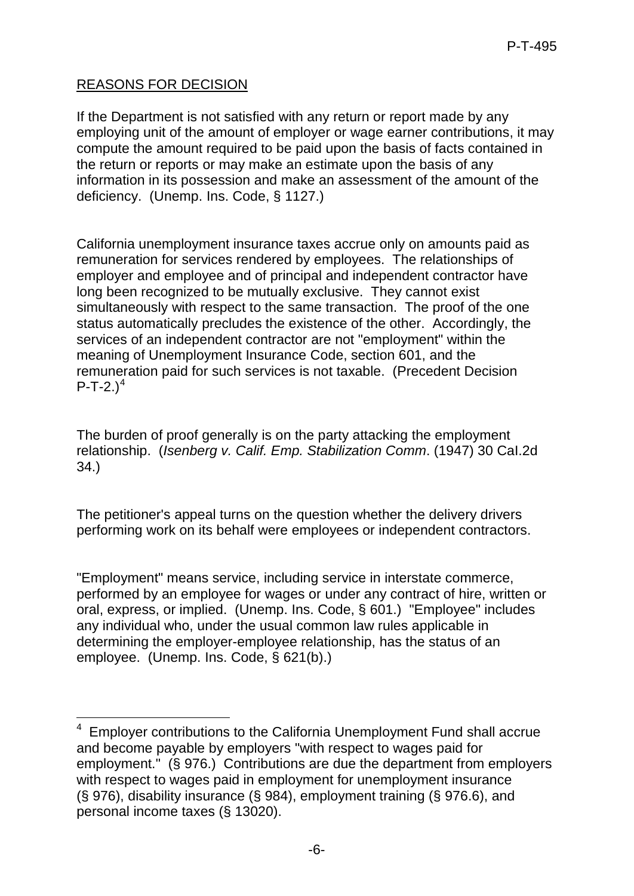## REASONS FOR DECISION

If the Department is not satisfied with any return or report made by any employing unit of the amount of employer or wage earner contributions, it may compute the amount required to be paid upon the basis of facts contained in the return or reports or may make an estimate upon the basis of any information in its possession and make an assessment of the amount of the deficiency. (Unemp. Ins. Code, § 1127.)

California unemployment insurance taxes accrue only on amounts paid as remuneration for services rendered by employees. The relationships of employer and employee and of principal and independent contractor have long been recognized to be mutually exclusive. They cannot exist simultaneously with respect to the same transaction. The proof of the one status automatically precludes the existence of the other. Accordingly, the services of an independent contractor are not "employment" within the meaning of Unemployment Insurance Code, section 601, and the remuneration paid for such services is not taxable. (Precedent Decision P-T-2.)[4]

The burden of proof generally is on the party attacking the employment relationship. (*Isenberg v. Calif. Emp. Stabilization Comm*. (1947) 30 Cal.2d 34.)

The petitioner's appeal turns on the question whether the delivery drivers performing work on its behalf were employees or independent contractors.

"Employment" means service, including service in interstate commerce, performed by an employee for wages or under any contract of hire, written or oral, express, or implied. (Unemp. Ins. Code, § 601.) "Employee" includes any individual who, under the usual common law rules applicable in determining the employer-employee relationship, has the status of an employee. (Unemp. Ins. Code, § 621(b).)

---

[4] Employer contributions to the California Unemployment Fund shall accrue and become payable by employers "with respect to wages paid for employment." (§ 976.) Contributions are due the department from employers with respect to wages paid in employment for unemployment insurance (§ 976), disability insurance (§ 984), employment training (§ 976.6), and personal income taxes (§ 13020).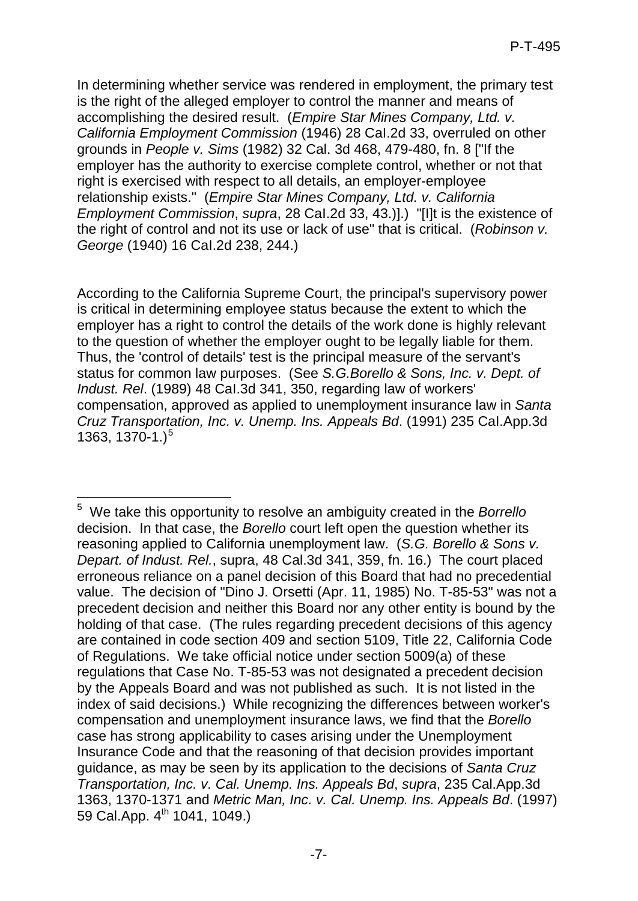In determining whether service was rendered in employment, the primary test is the right of the alleged employer to control the manner and means of accomplishing the desired result. (*Empire Star Mines Company, Ltd. v. California Employment Commission* (1946) 28 CaI.2d 33, overruled on other grounds in *People v. Sims* (1982) 32 Cal. 3d 468, 479-480, fn. 8 ["If the employer has the authority to exercise complete control, whether or not that right is exercised with respect to all details, an employer-employee relationship exists." (*Empire Star Mines Company, Ltd. v. California Employment Commission*, *supra*, 28 CaI.2d 33, 43.)].) "[I]t is the existence of the right of control and not its use or lack of use" that is critical. (*Robinson v. George* (1940) 16 CaI.2d 238, 244.)

According to the California Supreme Court, the principal's supervisory power is critical in determining employee status because the extent to which the employer has a right to control the details of the work done is highly relevant to the question of whether the employer ought to be legally liable for them. Thus, the 'control of details' test is the principal measure of the servant's status for common law purposes. (See *S.G.Borello & Sons, Inc. v. Dept. of Indust. Rel*. (1989) 48 CaI.3d 341, 350, regarding law of workers' compensation, approved as applied to unemployment insurance law in *Santa Cruz Transportation, Inc. v. Unemp. Ins. Appeals Bd*. (1991) 235 CaI.App.3d 1363, 1370-1.)[5]

---

[5] We take this opportunity to resolve an ambiguity created in the *Borrello* decision. In that case, the *Borello* court left open the question whether its reasoning applied to California unemployment law. (*S.G. Borello & Sons v. Depart. of Indust. Rel.*, supra, 48 Cal.3d 341, 359, fn. 16.) The court placed erroneous reliance on a panel decision of this Board that had no precedential value. The decision of "Dino J. Orsetti (Apr. 11, 1985) No. T-85-53" was not a precedent decision and neither this Board nor any other entity is bound by the holding of that case. (The rules regarding precedent decisions of this agency are contained in code section 409 and section 5109, Title 22, California Code of Regulations. We take official notice under section 5009(a) of these regulations that Case No. T-85-53 was not designated a precedent decision by the Appeals Board and was not published as such. It is not listed in the index of said decisions.) While recognizing the differences between worker's compensation and unemployment insurance laws, we find that the *Borello* case has strong applicability to cases arising under the Unemployment Insurance Code and that the reasoning of that decision provides important guidance, as may be seen by its application to the decisions of *Santa Cruz Transportation, Inc. v. Cal. Unemp. Ins. Appeals Bd*, *supra*, 235 Cal.App.3d 1363, 1370-1371 and *Metric Man, Inc. v. Cal. Unemp. Ins. Appeals Bd*. (1997) 59 Cal.App. 4th 1041, 1049.)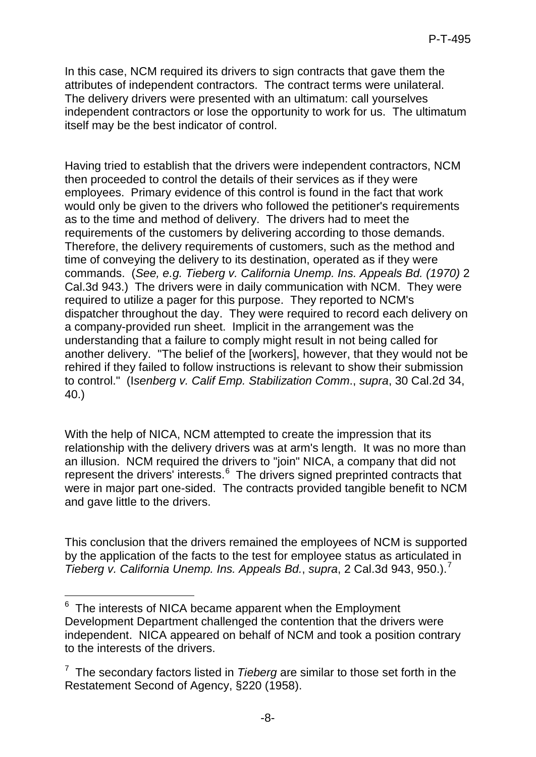In this case, NCM required its drivers to sign contracts that gave them the attributes of independent contractors. The contract terms were unilateral. The delivery drivers were presented with an ultimatum: call yourselves independent contractors or lose the opportunity to work for us. The ultimatum itself may be the best indicator of control.

Having tried to establish that the drivers were independent contractors, NCM then proceeded to control the details of their services as if they were employees. Primary evidence of this control is found in the fact that work would only be given to the drivers who followed the petitioner's requirements as to the time and method of delivery. The drivers had to meet the requirements of the customers by delivering according to those demands. Therefore, the delivery requirements of customers, such as the method and time of conveying the delivery to its destination, operated as if they were commands. (*See, e.g. Tieberg v. California Unemp. Ins. Appeals Bd. (1970)* 2 Cal.3d 943.) The drivers were in daily communication with NCM. They were required to utilize a pager for this purpose. They reported to NCM's dispatcher throughout the day. They were required to record each delivery on a company-provided run sheet. Implicit in the arrangement was the understanding that a failure to comply might result in not being called for another delivery. "The belief of the [workers], however, that they would not be rehired if they failed to follow instructions is relevant to show their submission to control." (*Isenberg v. Calif Emp. Stabilization Comm*., *supra*, 30 Cal.2d 34, 40.)

With the help of NICA, NCM attempted to create the impression that its relationship with the delivery drivers was at arm's length. It was no more than an illusion. NCM required the drivers to "join" NICA, a company that did not represent the drivers' interests.[6] The drivers signed preprinted contracts that were in major part one-sided. The contracts provided tangible benefit to NCM and gave little to the drivers.

This conclusion that the drivers remained the employees of NCM is supported by the application of the facts to the test for employee status as articulated in *Tieberg v. California Unemp. Ins. Appeals Bd.*, *supra*, 2 Cal.3d 943, 950.).[7]

---

[6] The interests of NICA became apparent when the Employment Development Department challenged the contention that the drivers were independent. NICA appeared on behalf of NCM and took a position contrary to the interests of the drivers.

[7] The secondary factors listed in *Tieberg* are similar to those set forth in the Restatement Second of Agency, §220 (1958).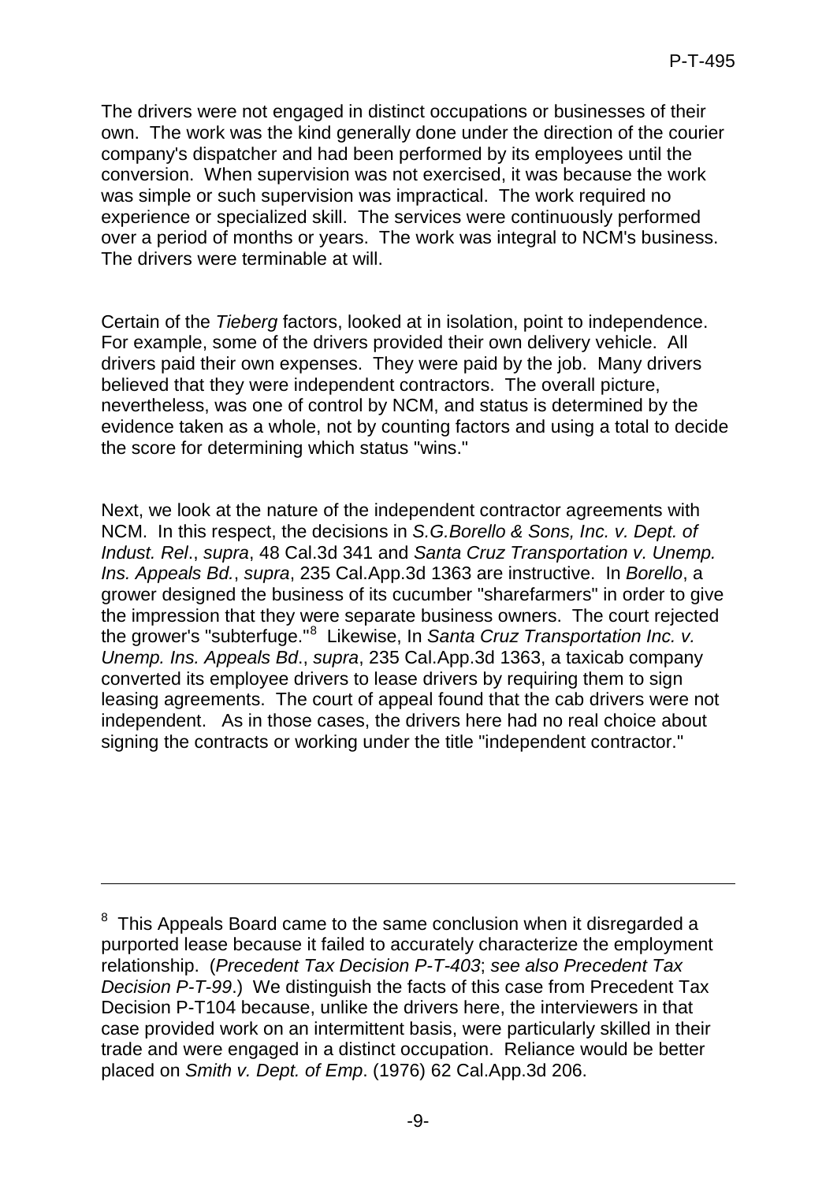The drivers were not engaged in distinct occupations or businesses of their own. The work was the kind generally done under the direction of the courier company's dispatcher and had been performed by its employees until the conversion. When supervision was not exercised, it was because the work was simple or such supervision was impractical. The work required no experience or specialized skill. The services were continuously performed over a period of months or years. The work was integral to NCM's business. The drivers were terminable at will.

Certain of the *Tieberg* factors, looked at in isolation, point to independence. For example, some of the drivers provided their own delivery vehicle. All drivers paid their own expenses. They were paid by the job. Many drivers believed that they were independent contractors. The overall picture, nevertheless, was one of control by NCM, and status is determined by the evidence taken as a whole, not by counting factors and using a total to decide the score for determining which status "wins."

Next, we look at the nature of the independent contractor agreements with NCM. In this respect, the decisions in *S.G.Borello & Sons, Inc. v. Dept. of Indust. Rel*., *supra*, 48 Cal.3d 341 and *Santa Cruz Transportation v. Unemp. Ins. Appeals Bd.*, *supra*, 235 Cal.App.3d 1363 are instructive. In *Borello*, a grower designed the business of its cucumber "sharefarmers" in order to give the impression that they were separate business owners. The court rejected the grower's "subterfuge."[8] Likewise, In *Santa Cruz Transportation Inc. v. Unemp. Ins. Appeals Bd*., *supra*, 235 Cal.App.3d 1363, a taxicab company converted its employee drivers to lease drivers by requiring them to sign leasing agreements. The court of appeal found that the cab drivers were not independent. As in those cases, the drivers here had no real choice about signing the contracts or working under the title "independent contractor."

---

[8] This Appeals Board came to the same conclusion when it disregarded a purported lease because it failed to accurately characterize the employment relationship. (*Precedent Tax Decision P-T-403*; *see also Precedent Tax Decision P-T-99*.) We distinguish the facts of this case from Precedent Tax Decision P-T104 because, unlike the drivers here, the interviewers in that case provided work on an intermittent basis, were particularly skilled in their trade and were engaged in a distinct occupation. Reliance would be better placed on *Smith v. Dept. of Emp*. (1976) 62 Cal.App.3d 206.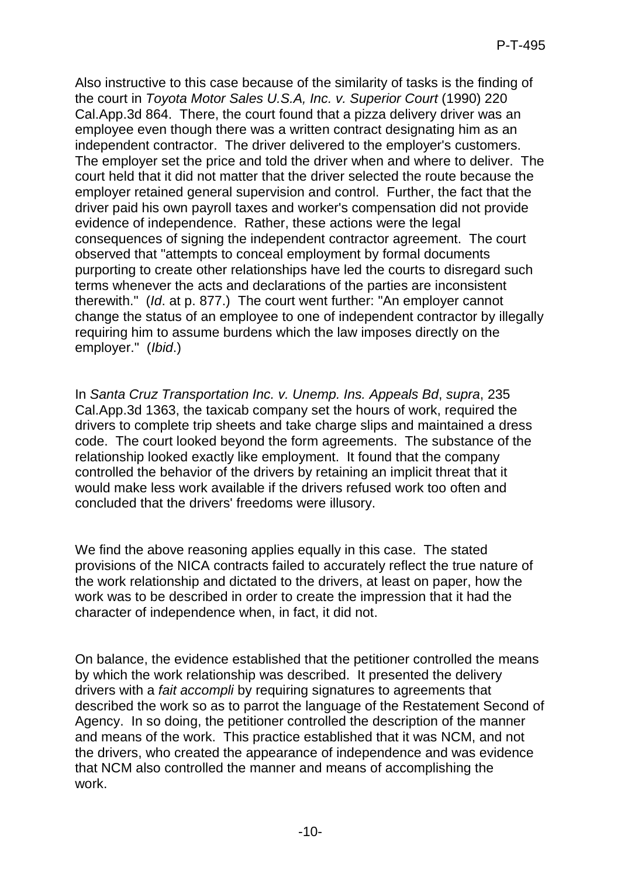Also instructive to this case because of the similarity of tasks is the finding of the court in *Toyota Motor Sales U.S.A, Inc. v. Superior Court* (1990) 220 Cal.App.3d 864. There, the court found that a pizza delivery driver was an employee even though there was a written contract designating him as an independent contractor. The driver delivered to the employer's customers. The employer set the price and told the driver when and where to deliver. The court held that it did not matter that the driver selected the route because the employer retained general supervision and control. Further, the fact that the driver paid his own payroll taxes and worker's compensation did not provide evidence of independence. Rather, these actions were the legal consequences of signing the independent contractor agreement. The court observed that "attempts to conceal employment by formal documents purporting to create other relationships have led the courts to disregard such terms whenever the acts and declarations of the parties are inconsistent therewith." (*Id*. at p. 877.) The court went further: "An employer cannot change the status of an employee to one of independent contractor by illegally requiring him to assume burdens which the law imposes directly on the employer." (*Ibid*.)

In *Santa Cruz Transportation Inc. v. Unemp. Ins. Appeals Bd*, *supra*, 235 Cal.App.3d 1363, the taxicab company set the hours of work, required the drivers to complete trip sheets and take charge slips and maintained a dress code. The court looked beyond the form agreements. The substance of the relationship looked exactly like employment. It found that the company controlled the behavior of the drivers by retaining an implicit threat that it would make less work available if the drivers refused work too often and concluded that the drivers' freedoms were illusory.

We find the above reasoning applies equally in this case. The stated provisions of the NICA contracts failed to accurately reflect the true nature of the work relationship and dictated to the drivers, at least on paper, how the work was to be described in order to create the impression that it had the character of independence when, in fact, it did not.

On balance, the evidence established that the petitioner controlled the means by which the work relationship was described. It presented the delivery drivers with a *fait accompli* by requiring signatures to agreements that described the work so as to parrot the language of the Restatement Second of Agency. In so doing, the petitioner controlled the description of the manner and means of the work. This practice established that it was NCM, and not the drivers, who created the appearance of independence and was evidence that NCM also controlled the manner and means of accomplishing the work.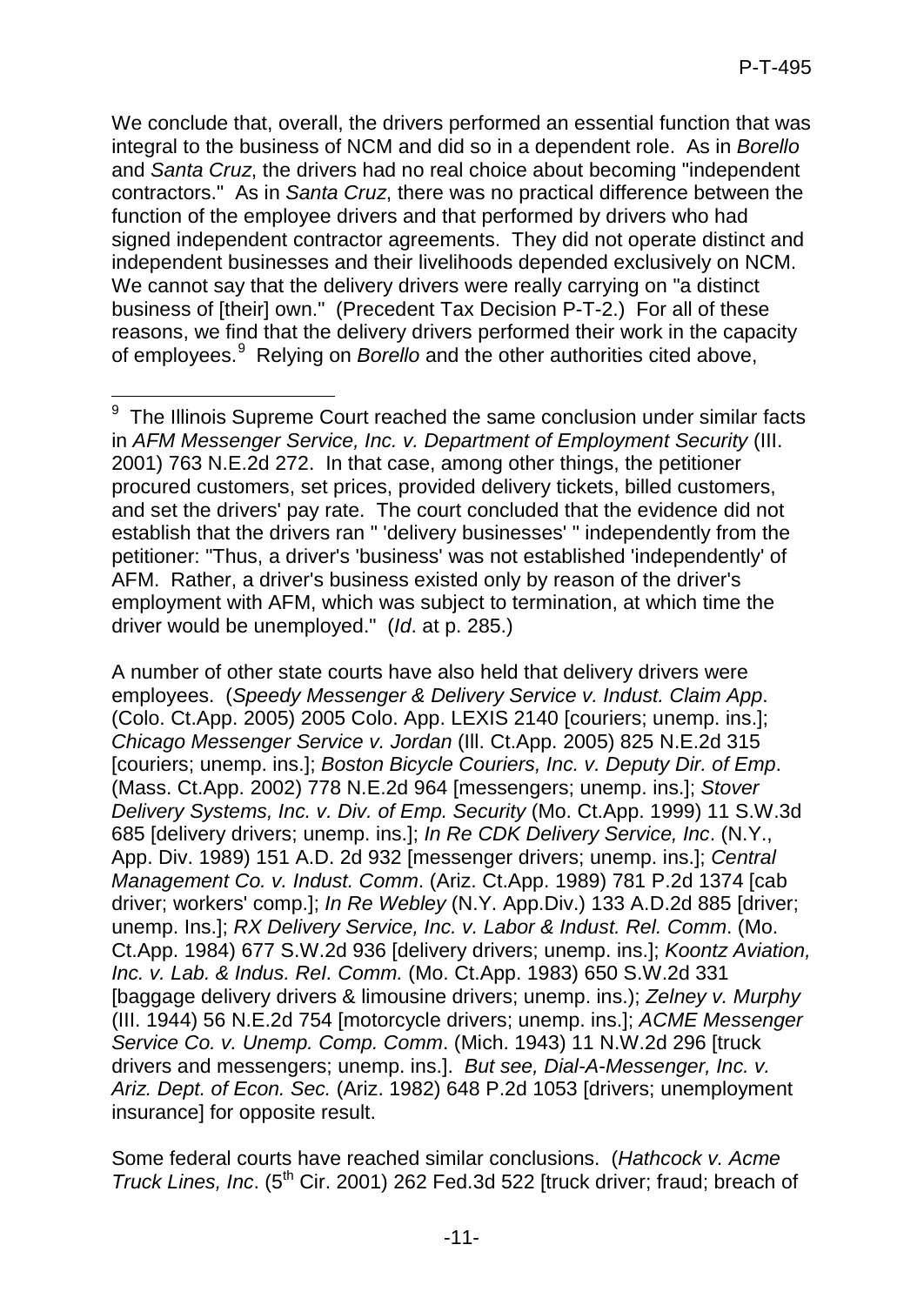We conclude that, overall, the drivers performed an essential function that was integral to the business of NCM and did so in a dependent role. As in *Borello* and *Santa Cruz*, the drivers had no real choice about becoming "independent contractors." As in *Santa Cruz*, there was no practical difference between the function of the employee drivers and that performed by drivers who had signed independent contractor agreements. They did not operate distinct and independent businesses and their livelihoods depended exclusively on NCM. We cannot say that the delivery drivers were really carrying on "a distinct business of [their] own." (Precedent Tax Decision P-T-2.) For all of these reasons, we find that the delivery drivers performed their work in the capacity of employees.[9] Relying on *Borello* and the other authorities cited above,

---

[9] The Illinois Supreme Court reached the same conclusion under similar facts in *AFM Messenger Service, Inc. v. Department of Employment Security* (Ill. 2001) 763 N.E.2d 272. In that case, among other things, the petitioner procured customers, set prices, provided delivery tickets, billed customers, and set the drivers' pay rate. The court concluded that the evidence did not establish that the drivers ran " 'delivery businesses' " independently from the petitioner: "Thus, a driver's 'business' was not established 'independently' of AFM. Rather, a driver's business existed only by reason of the driver's employment with AFM, which was subject to termination, at which time the driver would be unemployed." (*Id*. at p. 285.)

A number of other state courts have also held that delivery drivers were employees. (*Speedy Messenger & Delivery Service v. Indust. Claim App*. (Colo. Ct.App. 2005) 2005 Colo. App. LEXIS 2140 [couriers; unemp. ins.]; *Chicago Messenger Service v. Jordan* (Ill. Ct.App. 2005) 825 N.E.2d 315 [couriers; unemp. ins.]; *Boston Bicycle Couriers, Inc. v. Deputy Dir. of Emp*. (Mass. Ct.App. 2002) 778 N.E.2d 964 [messengers; unemp. ins.]; *Stover Delivery Systems, Inc. v. Div. of Emp. Security* (Mo. Ct.App. 1999) 11 S.W.3d 685 [delivery drivers; unemp. ins.]; *In Re CDK Delivery Service, Inc*. (N.Y., App. Div. 1989) 151 A.D. 2d 932 [messenger drivers; unemp. ins.]; *Central Management Co. v. Indust. Comm*. (Ariz. Ct.App. 1989) 781 P.2d 1374 [cab driver; workers' comp.]; *In Re Webley* (N.Y. App.Div.) 133 A.D.2d 885 [driver; unemp. Ins.]; *RX Delivery Service, Inc. v. Labor & Indust. Rel. Comm*. (Mo. Ct.App. 1984) 677 S.W.2d 936 [delivery drivers; unemp. ins.]; *Koontz Aviation, Inc. v. Lab. & Indus. Rel. Comm.* (Mo. Ct.App. 1983) 650 S.W.2d 331 [baggage delivery drivers & limousine drivers; unemp. ins.); *Zelney v. Murphy* (Ill. 1944) 56 N.E.2d 754 [motorcycle drivers; unemp. ins.]; *ACME Messenger Service Co. v. Unemp. Comp. Comm*. (Mich. 1943) 11 N.W.2d 296 [truck drivers and messengers; unemp. ins.]. *But see, Dial-A-Messenger, Inc. v. Ariz. Dept. of Econ. Sec.* (Ariz. 1982) 648 P.2d 1053 [drivers; unemployment insurance] for opposite result.

Some federal courts have reached similar conclusions. (*Hathcock v. Acme Truck Lines, Inc*. (5th Cir. 2001) 262 Fed.3d 522 [truck driver; fraud; breach of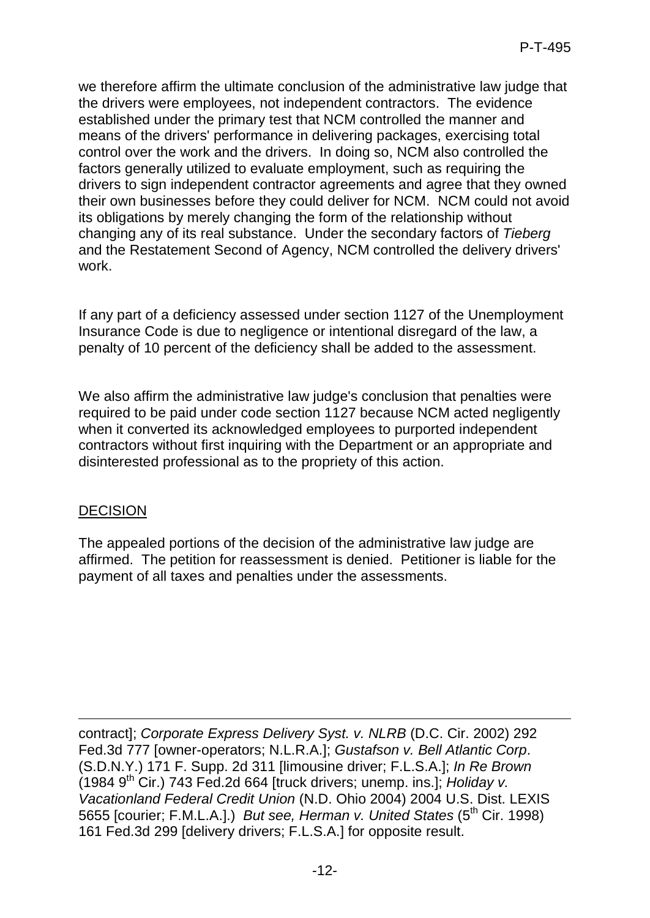we therefore affirm the ultimate conclusion of the administrative law judge that the drivers were employees, not independent contractors. The evidence established under the primary test that NCM controlled the manner and means of the drivers' performance in delivering packages, exercising total control over the work and the drivers. In doing so, NCM also controlled the factors generally utilized to evaluate employment, such as requiring the drivers to sign independent contractor agreements and agree that they owned their own businesses before they could deliver for NCM. NCM could not avoid its obligations by merely changing the form of the relationship without changing any of its real substance. Under the secondary factors of *Tieberg* and the Restatement Second of Agency, NCM controlled the delivery drivers' work.

If any part of a deficiency assessed under section 1127 of the Unemployment Insurance Code is due to negligence or intentional disregard of the law, a penalty of 10 percent of the deficiency shall be added to the assessment.

We also affirm the administrative law judge's conclusion that penalties were required to be paid under code section 1127 because NCM acted negligently when it converted its acknowledged employees to purported independent contractors without first inquiring with the Department or an appropriate and disinterested professional as to the propriety of this action.

## DECISION

The appealed portions of the decision of the administrative law judge are affirmed. The petition for reassessment is denied. Petitioner is liable for the payment of all taxes and penalties under the assessments.

---

contract]; *Corporate Express Delivery Syst. v. NLRB* (D.C. Cir. 2002) 292 Fed.3d 777 [owner-operators; N.L.R.A.]; *Gustafson v. Bell Atlantic Corp*. (S.D.N.Y.) 171 F. Supp. 2d 311 [limousine driver; F.L.S.A.]; *In Re Brown* (1984 9th Cir.) 743 Fed.2d 664 [truck drivers; unemp. ins.]; *Holiday v. Vacationland Federal Credit Union* (N.D. Ohio 2004) 2004 U.S. Dist. LEXIS 5655 [courier; F.M.L.A.].) *But see, Herman v. United States* (5th Cir. 1998) 161 Fed.3d 299 [delivery drivers; F.L.S.A.] for opposite result.